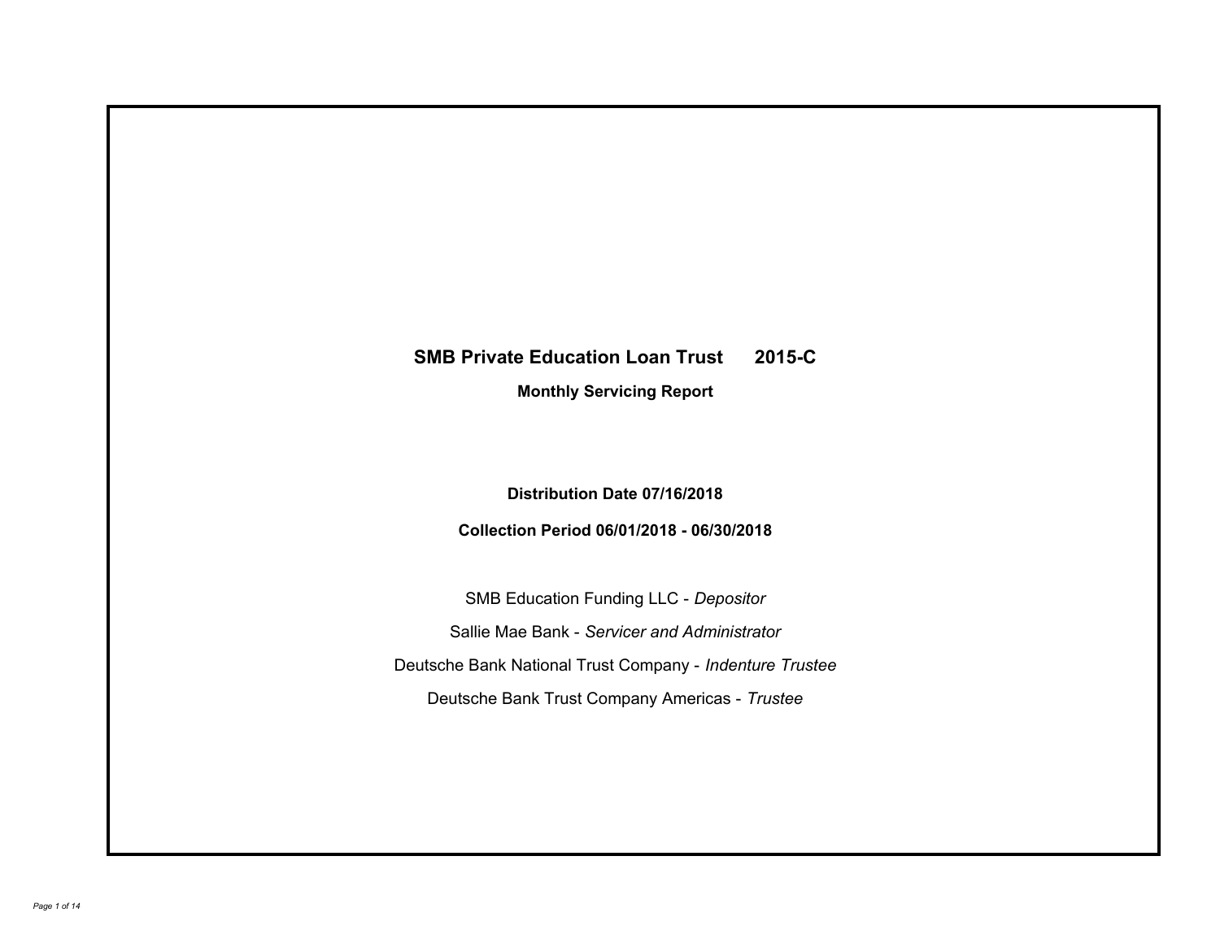# SMB Private Education Loan Trust 2015-C

**Monthly Servicing Report**

**Distribution Date 07/16/2018**

**Collection Period 06/01/2018 - 06/30/2018**

SMB Education Funding LLC - *Depositor*

Sallie Mae Bank - *Servicer and Administrator*

Deutsche Bank National Trust Company - *Indenture Trustee*

Deutsche Bank Trust Company Americas - *Trustee*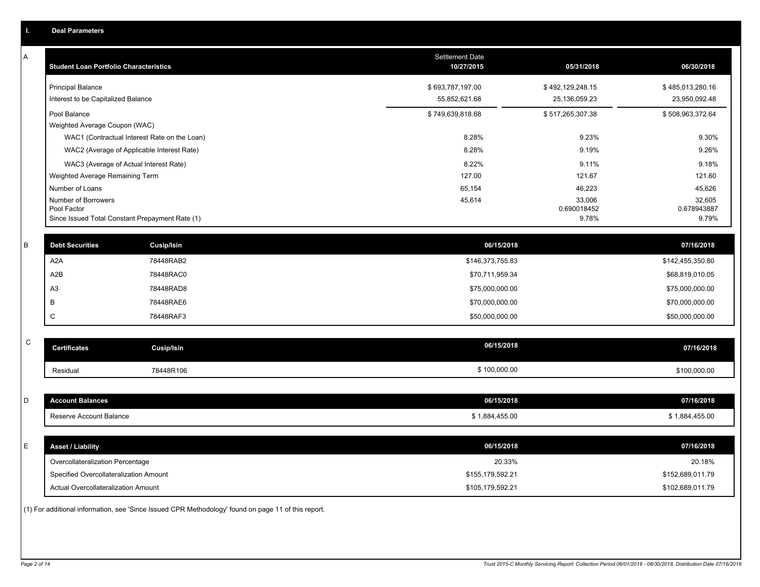## I. Deal Parameters

### A

| Student Loan Portfolio Characteristics | Settlement Date 10/27/2015 | 05/31/2018 | 06/30/2018 |
|---|---|---|---|
| Principal Balance | $ 693,787,197.00 | $ 492,129,248.15 | $ 485,013,280.16 |
| Interest to be Capitalized Balance | 55,852,621.68 | 25,136,059.23 | 23,950,092.48 |
| Pool Balance | $ 749,639,818.68 | $ 517,265,307.38 | $ 508,963,372.64 |
| Weighted Average Coupon (WAC) | | | |
| WAC1 (Contractual Interest Rate on the Loan) | 8.28% | 9.23% | 9.30% |
| WAC2 (Average of Applicable Interest Rate) | 8.28% | 9.19% | 9.26% |
| WAC3 (Average of Actual Interest Rate) | 8.22% | 9.11% | 9.18% |
| Weighted Average Remaining Term | 127.00 | 121.67 | 121.60 |
| Number of Loans | 65,154 | 46,223 | 45,626 |
| Number of Borrowers | 45,614 | 33,006 | 32,605 |
| Pool Factor | | 0.690018452 | 0.678943887 |
| Since Issued Total Constant Prepayment Rate (1) | | 9.78% | 9.79% |

### B

| Debt Securities | Cusip/Isin | 06/15/2018 | 07/16/2018 |
|---|---|---|---|
| A2A | 78448RAB2 | $146,373,755.83 | $142,455,350.80 |
| A2B | 78448RAC0 | $70,711,959.34 | $68,819,010.05 |
| A3 | 78448RAD8 | $75,000,000.00 | $75,000,000.00 |
| B | 78448RAE6 | $70,000,000.00 | $70,000,000.00 |
| C | 78448RAF3 | $50,000,000.00 | $50,000,000.00 |

### C

| Certificates | Cusip/Isin | 06/15/2018 | 07/16/2018 |
|---|---|---|---|
| Residual | 78448R106 | $ 100,000.00 | $100,000.00 |

### D

| Account Balances | 06/15/2018 | 07/16/2018 |
|---|---|---|
| Reserve Account Balance | $ 1,884,455.00 | $ 1,884,455.00 |

### E

| Asset / Liability | 06/15/2018 | 07/16/2018 |
|---|---|---|
| Overcollateralization Percentage | 20.33% | 20.18% |
| Specified Overcollateralization Amount | $155,179,592.21 | $152,689,011.79 |
| Actual Overcollateralization Amount | $105,179,592.21 | $102,689,011.79 |

(1) For additional information, see 'Since Issued CPR Methodology' found on page 11 of this report.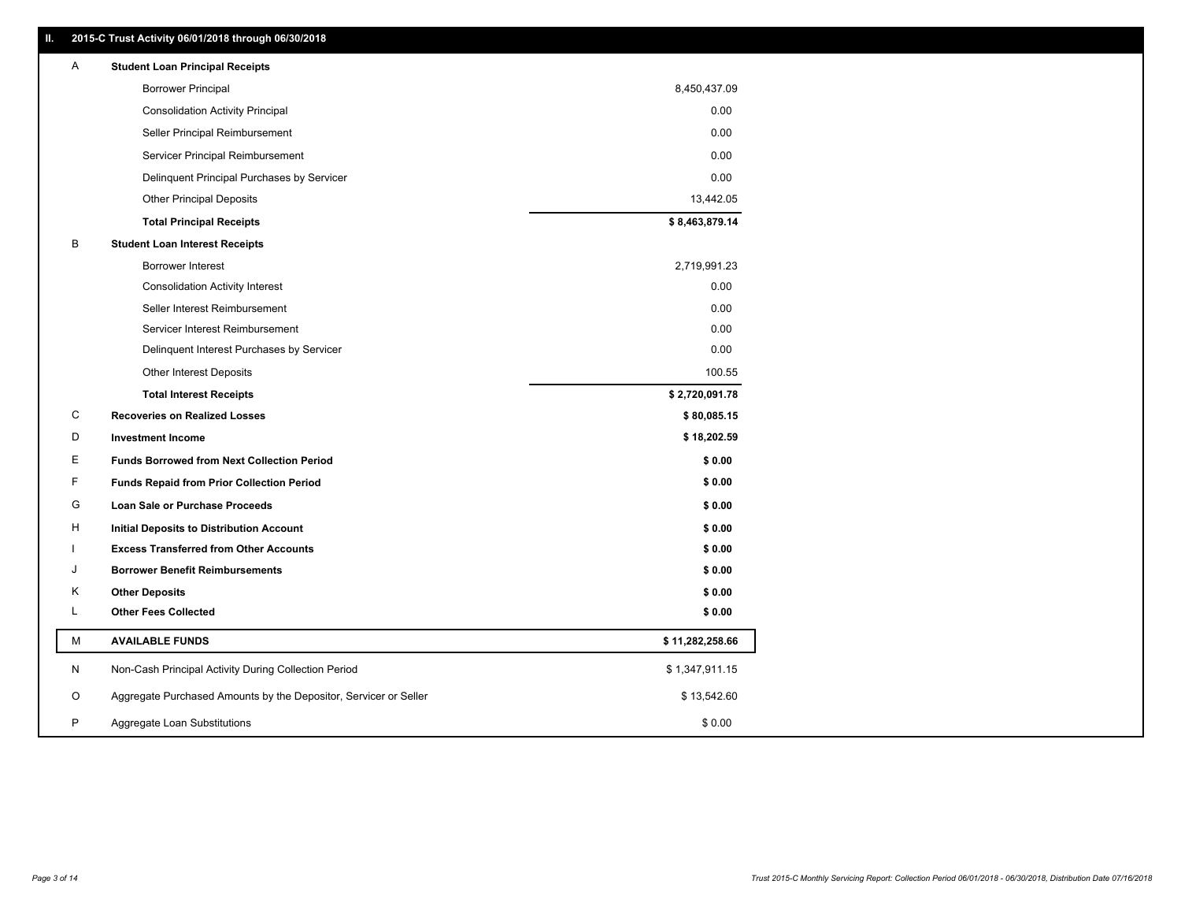## II. 2015-C Trust Activity 06/01/2018 through 06/30/2018

| | | |
|---|---|---|
| A | **Student Loan Principal Receipts** | |
| | Borrower Principal | 8,450,437.09 |
| | Consolidation Activity Principal | 0.00 |
| | Seller Principal Reimbursement | 0.00 |
| | Servicer Principal Reimbursement | 0.00 |
| | Delinquent Principal Purchases by Servicer | 0.00 |
| | Other Principal Deposits | 13,442.05 |
| | **Total Principal Receipts** | **$ 8,463,879.14** |
| B | **Student Loan Interest Receipts** | |
| | Borrower Interest | 2,719,991.23 |
| | Consolidation Activity Interest | 0.00 |
| | Seller Interest Reimbursement | 0.00 |
| | Servicer Interest Reimbursement | 0.00 |
| | Delinquent Interest Purchases by Servicer | 0.00 |
| | Other Interest Deposits | 100.55 |
| | **Total Interest Receipts** | **$ 2,720,091.78** |
| C | **Recoveries on Realized Losses** | **$ 80,085.15** |
| D | **Investment Income** | **$ 18,202.59** |
| E | **Funds Borrowed from Next Collection Period** | **$ 0.00** |
| F | **Funds Repaid from Prior Collection Period** | **$ 0.00** |
| G | **Loan Sale or Purchase Proceeds** | **$ 0.00** |
| H | **Initial Deposits to Distribution Account** | **$ 0.00** |
| I | **Excess Transferred from Other Accounts** | **$ 0.00** |
| J | **Borrower Benefit Reimbursements** | **$ 0.00** |
| K | **Other Deposits** | **$ 0.00** |
| L | **Other Fees Collected** | **$ 0.00** |
| M | **AVAILABLE FUNDS** | **$ 11,282,258.66** |
| N | Non-Cash Principal Activity During Collection Period | $ 1,347,911.15 |
| O | Aggregate Purchased Amounts by the Depositor, Servicer or Seller | $ 13,542.60 |
| P | Aggregate Loan Substitutions | $ 0.00 |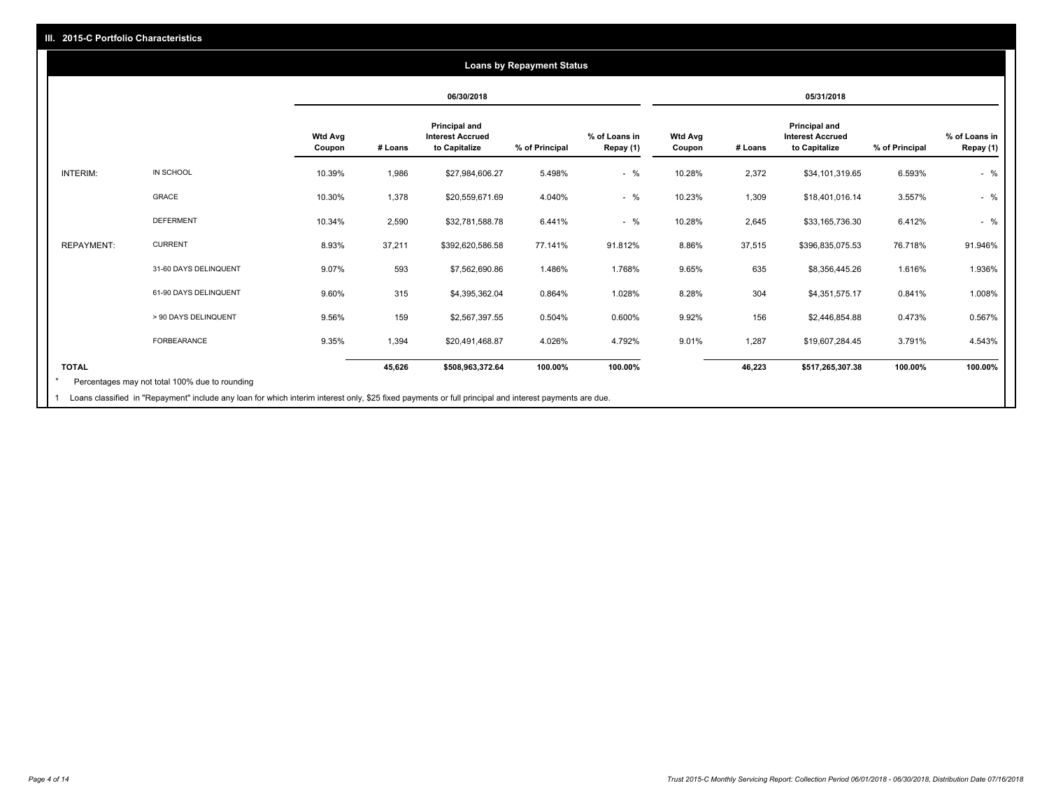## III. 2015-C Portfolio Characteristics

### Loans by Repayment Status

| | | 06/30/2018 | | | | | 05/31/2018 | | | | |
|---|---|---|---|---|---|---|---|---|---|---|---|
| | | Wtd Avg Coupon | # Loans | Principal and Interest Accrued to Capitalize | % of Principal | % of Loans in Repay (1) | Wtd Avg Coupon | # Loans | Principal and Interest Accrued to Capitalize | % of Principal | % of Loans in Repay (1) |
| INTERIM: | IN SCHOOL | 10.39% | 1,986 | $27,984,606.27 | 5.498% | - % | 10.28% | 2,372 | $34,101,319.65 | 6.593% | - % |
| | GRACE | 10.30% | 1,378 | $20,559,671.69 | 4.040% | - % | 10.23% | 1,309 | $18,401,016.14 | 3.557% | - % |
| | DEFERMENT | 10.34% | 2,590 | $32,781,588.78 | 6.441% | - % | 10.28% | 2,645 | $33,165,736.30 | 6.412% | - % |
| REPAYMENT: | CURRENT | 8.93% | 37,211 | $392,620,586.58 | 77.141% | 91.812% | 8.86% | 37,515 | $396,835,075.53 | 76.718% | 91.946% |
| | 31-60 DAYS DELINQUENT | 9.07% | 593 | $7,562,690.86 | 1.486% | 1.768% | 9.65% | 635 | $8,356,445.26 | 1.616% | 1.936% |
| | 61-90 DAYS DELINQUENT | 9.60% | 315 | $4,395,362.04 | 0.864% | 1.028% | 8.28% | 304 | $4,351,575.17 | 0.841% | 1.008% |
| | > 90 DAYS DELINQUENT | 9.56% | 159 | $2,567,397.55 | 0.504% | 0.600% | 9.92% | 156 | $2,446,854.88 | 0.473% | 0.567% |
| | FORBEARANCE | 9.35% | 1,394 | $20,491,468.87 | 4.026% | 4.792% | 9.01% | 1,287 | $19,607,284.45 | 3.791% | 4.543% |
| TOTAL | | | 45,626 | $508,963,372.64 | 100.00% | 100.00% | | 46,223 | $517,265,307.38 | 100.00% | 100.00% |

\* Percentages may not total 100% due to rounding

1 Loans classified in "Repayment" include any loan for which interim interest only, $25 fixed payments or full principal and interest payments are due.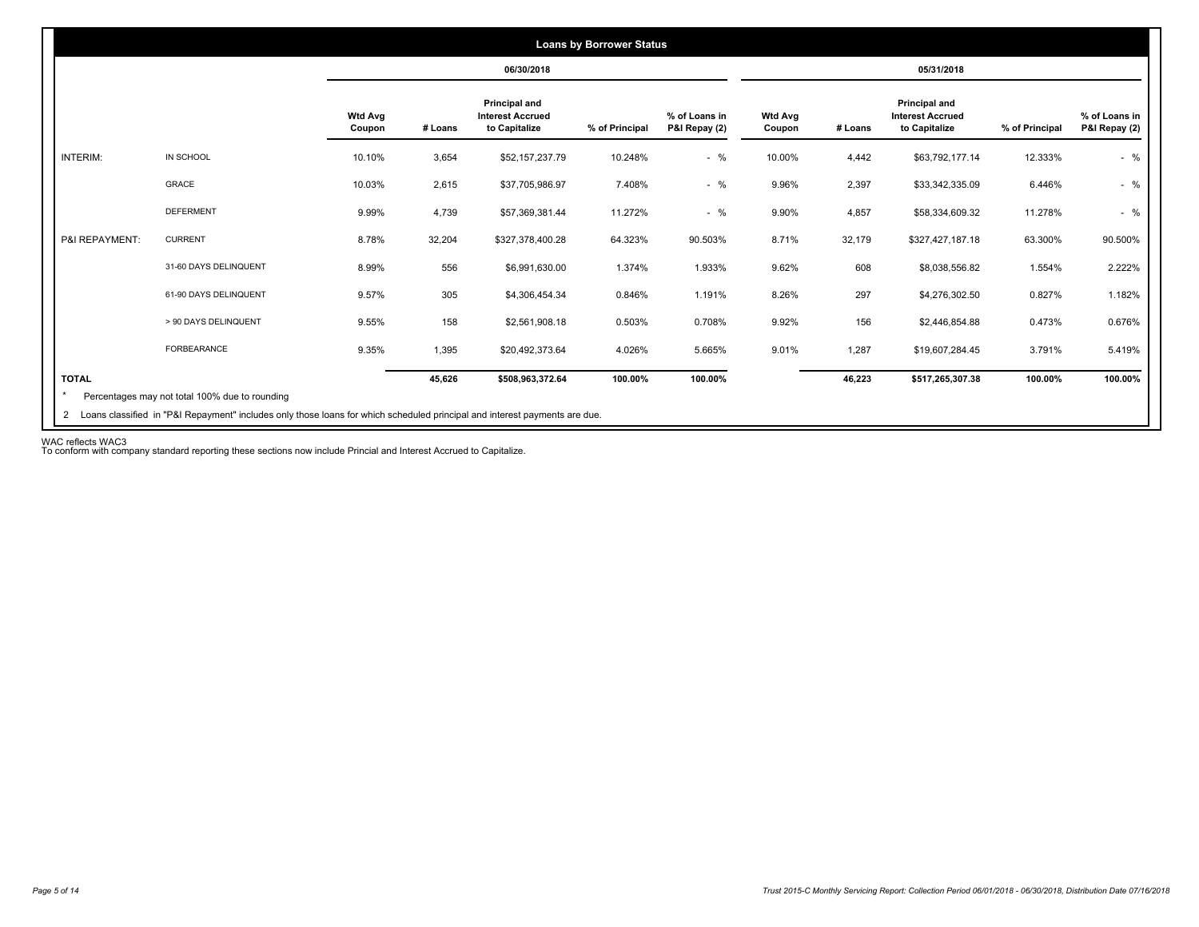## Loans by Borrower Status

| | | 06/30/2018 | | | | | 05/31/2018 | | | | |
|---|---|---|---|---|---|---|---|---|---|---|---|
| | | Wtd Avg Coupon | # Loans | Principal and Interest Accrued to Capitalize | % of Principal | % of Loans in P&I Repay (2) | Wtd Avg Coupon | # Loans | Principal and Interest Accrued to Capitalize | % of Principal | % of Loans in P&I Repay (2) |
| INTERIM: | IN SCHOOL | 10.10% | 3,654 | $52,157,237.79 | 10.248% | - % | 10.00% | 4,442 | $63,792,177.14 | 12.333% | - % |
| | GRACE | 10.03% | 2,615 | $37,705,986.97 | 7.408% | - % | 9.96% | 2,397 | $33,342,335.09 | 6.446% | - % |
| | DEFERMENT | 9.99% | 4,739 | $57,369,381.44 | 11.272% | - % | 9.90% | 4,857 | $58,334,609.32 | 11.278% | - % |
| P&I REPAYMENT: | CURRENT | 8.78% | 32,204 | $327,378,400.28 | 64.323% | 90.503% | 8.71% | 32,179 | $327,427,187.18 | 63.300% | 90.500% |
| | 31-60 DAYS DELINQUENT | 8.99% | 556 | $6,991,630.00 | 1.374% | 1.933% | 9.62% | 608 | $8,038,556.82 | 1.554% | 2.222% |
| | 61-90 DAYS DELINQUENT | 9.57% | 305 | $4,306,454.34 | 0.846% | 1.191% | 8.26% | 297 | $4,276,302.50 | 0.827% | 1.182% |
| | > 90 DAYS DELINQUENT | 9.55% | 158 | $2,561,908.18 | 0.503% | 0.708% | 9.92% | 156 | $2,446,854.88 | 0.473% | 0.676% |
| | FORBEARANCE | 9.35% | 1,395 | $20,492,373.64 | 4.026% | 5.665% | 9.01% | 1,287 | $19,607,284.45 | 3.791% | 5.419% |
| **TOTAL** | | | **45,626** | **$508,963,372.64** | **100.00%** | **100.00%** | | **46,223** | **$517,265,307.38** | **100.00%** | **100.00%** |

\* Percentages may not total 100% due to rounding

2 Loans classified in "P&I Repayment" includes only those loans for which scheduled principal and interest payments are due.

WAC reflects WAC3
To conform with company standard reporting these sections now include Princial and Interest Accrued to Capitalize.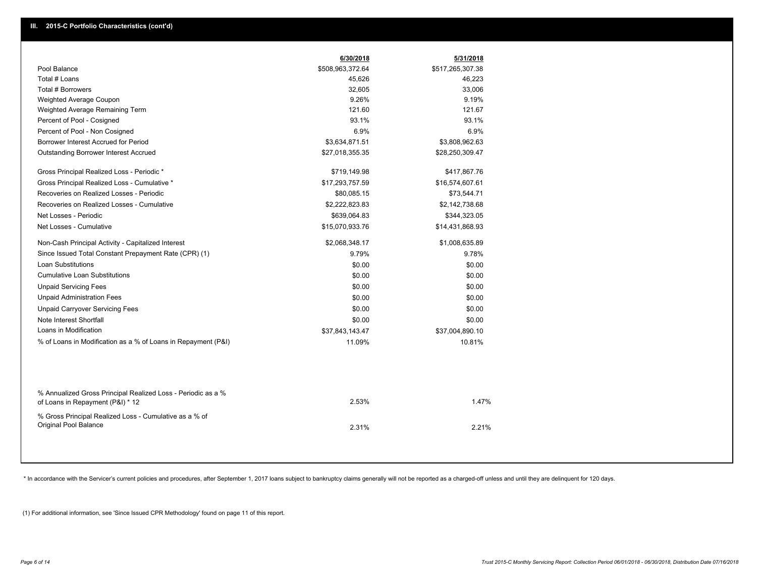## III. 2015-C Portfolio Characteristics (cont'd)

| | 6/30/2018 | 5/31/2018 |
|---|---|---|
| Pool Balance | $508,963,372.64 | $517,265,307.38 |
| Total # Loans | 45,626 | 46,223 |
| Total # Borrowers | 32,605 | 33,006 |
| Weighted Average Coupon | 9.26% | 9.19% |
| Weighted Average Remaining Term | 121.60 | 121.67 |
| Percent of Pool - Cosigned | 93.1% | 93.1% |
| Percent of Pool - Non Cosigned | 6.9% | 6.9% |
| Borrower Interest Accrued for Period | $3,634,871.51 | $3,808,962.63 |
| Outstanding Borrower Interest Accrued | $27,018,355.35 | $28,250,309.47 |
| Gross Principal Realized Loss - Periodic * | $719,149.98 | $417,867.76 |
| Gross Principal Realized Loss - Cumulative * | $17,293,757.59 | $16,574,607.61 |
| Recoveries on Realized Losses - Periodic | $80,085.15 | $73,544.71 |
| Recoveries on Realized Losses - Cumulative | $2,222,823.83 | $2,142,738.68 |
| Net Losses - Periodic | $639,064.83 | $344,323.05 |
| Net Losses - Cumulative | $15,070,933.76 | $14,431,868.93 |
| Non-Cash Principal Activity - Capitalized Interest | $2,068,348.17 | $1,008,635.89 |
| Since Issued Total Constant Prepayment Rate (CPR) (1) | 9.79% | 9.78% |
| Loan Substitutions | $0.00 | $0.00 |
| Cumulative Loan Substitutions | $0.00 | $0.00 |
| Unpaid Servicing Fees | $0.00 | $0.00 |
| Unpaid Administration Fees | $0.00 | $0.00 |
| Unpaid Carryover Servicing Fees | $0.00 | $0.00 |
| Note Interest Shortfall | $0.00 | $0.00 |
| Loans in Modification | $37,843,143.47 | $37,004,890.10 |
| % of Loans in Modification as a % of Loans in Repayment (P&I) | 11.09% | 10.81% |
| % Annualized Gross Principal Realized Loss - Periodic as a % of Loans in Repayment (P&I) * 12 | 2.53% | 1.47% |
| % Gross Principal Realized Loss - Cumulative as a % of Original Pool Balance | 2.31% | 2.21% |

* In accordance with the Servicer's current policies and procedures, after September 1, 2017 loans subject to bankruptcy claims generally will not be reported as a charged-off unless and until they are delinquent for 120 days.

(1) For additional information, see 'Since Issued CPR Methodology' found on page 11 of this report.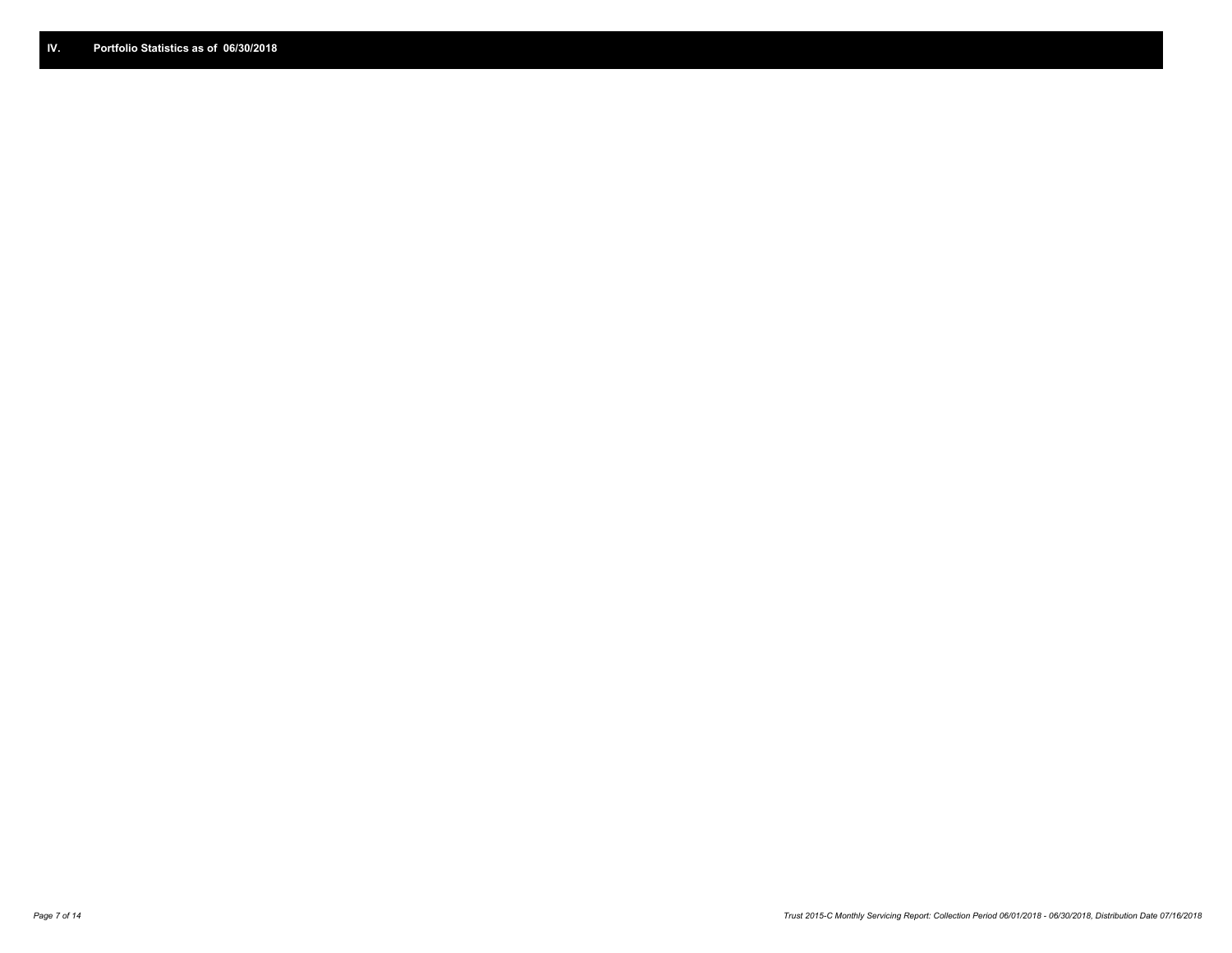## IV. Portfolio Statistics as of 06/30/2018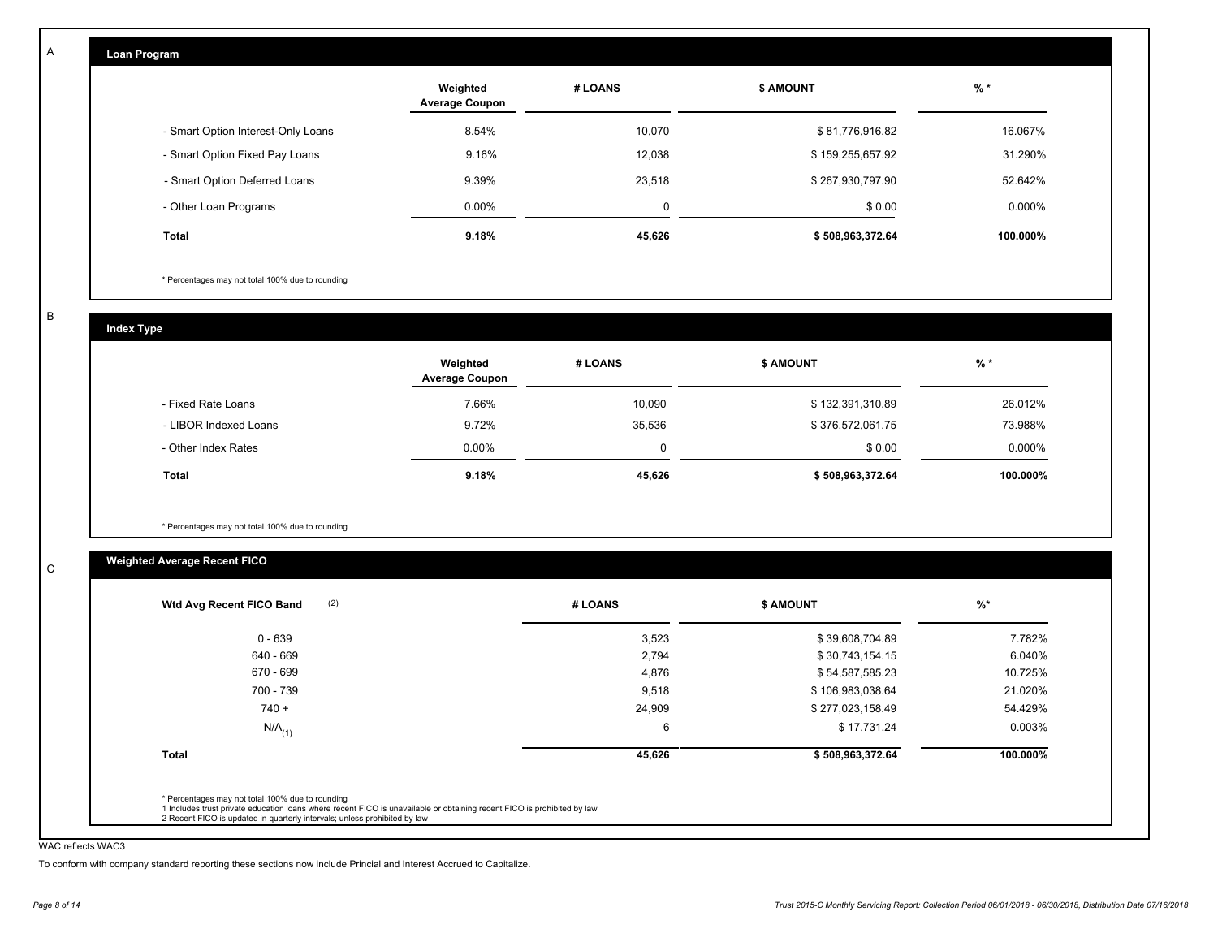A

## Loan Program

| | Weighted Average Coupon | # LOANS | $ AMOUNT | % * |
|---|---|---|---|---|
| - Smart Option Interest-Only Loans | 8.54% | 10,070 | $ 81,776,916.82 | 16.067% |
| - Smart Option Fixed Pay Loans | 9.16% | 12,038 | $ 159,255,657.92 | 31.290% |
| - Smart Option Deferred Loans | 9.39% | 23,518 | $ 267,930,797.90 | 52.642% |
| - Other Loan Programs | 0.00% | 0 | $ 0.00 | 0.000% |
| **Total** | **9.18%** | **45,626** | **$ 508,963,372.64** | **100.000%** |

* Percentages may not total 100% due to rounding

B

## Index Type

| | Weighted Average Coupon | # LOANS | $ AMOUNT | % * |
|---|---|---|---|---|
| - Fixed Rate Loans | 7.66% | 10,090 | $ 132,391,310.89 | 26.012% |
| - LIBOR Indexed Loans | 9.72% | 35,536 | $ 376,572,061.75 | 73.988% |
| - Other Index Rates | 0.00% | 0 | $ 0.00 | 0.000% |
| **Total** | **9.18%** | **45,626** | **$ 508,963,372.64** | **100.000%** |

* Percentages may not total 100% due to rounding

C

## Weighted Average Recent FICO

| Wtd Avg Recent FICO Band (2) | # LOANS | $ AMOUNT | %* |
|---|---|---|---|
| 0 - 639 | 3,523 | $ 39,608,704.89 | 7.782% |
| 640 - 669 | 2,794 | $ 30,743,154.15 | 6.040% |
| 670 - 699 | 4,876 | $ 54,587,585.23 | 10.725% |
| 700 - 739 | 9,518 | $ 106,983,038.64 | 21.020% |
| 740 + | 24,909 | $ 277,023,158.49 | 54.429% |
| $N/A_{(1)}$ | 6 | $ 17,731.24 | 0.003% |
| **Total** | **45,626** | **$ 508,963,372.64** | **100.000%** |

* Percentages may not total 100% due to rounding
1 Includes trust private education loans where recent FICO is unavailable or obtaining recent FICO is prohibited by law
2 Recent FICO is updated in quarterly intervals; unless prohibited by law

WAC reflects WAC3

To conform with company standard reporting these sections now include Princial and Interest Accrued to Capitalize.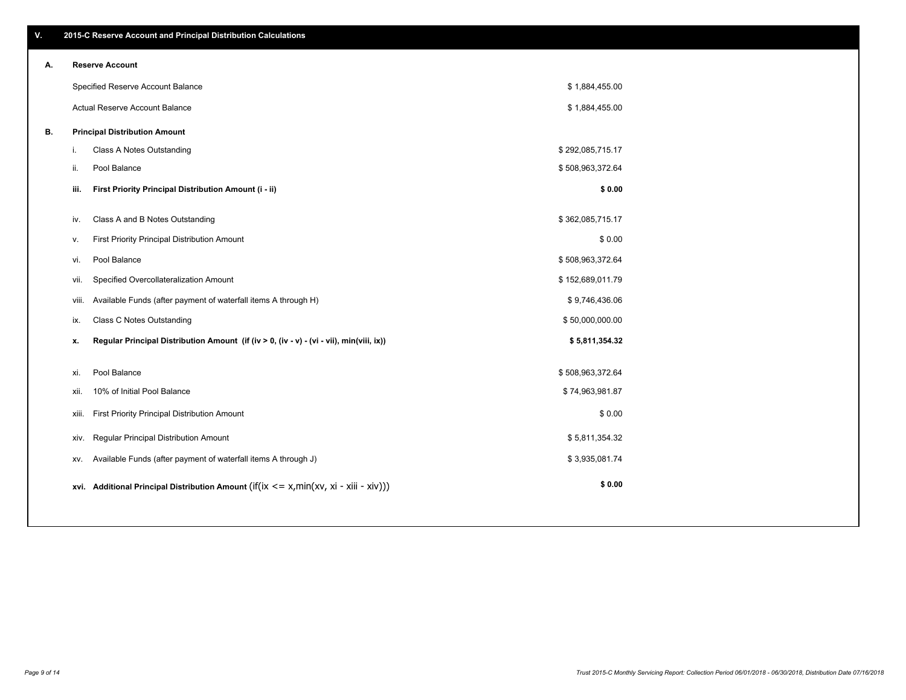## V. 2015-C Reserve Account and Principal Distribution Calculations

### A. Reserve Account

| | |
|---|---|
| Specified Reserve Account Balance | $ 1,884,455.00 |
| Actual Reserve Account Balance | $ 1,884,455.00 |

### B. Principal Distribution Amount

| | | |
|---|---|---|
| i. | Class A Notes Outstanding | $ 292,085,715.17 |
| ii. | Pool Balance | $ 508,963,372.64 |
| **iii.** | **First Priority Principal Distribution Amount (i - ii)** | **$ 0.00** |
| iv. | Class A and B Notes Outstanding | $ 362,085,715.17 |
| v. | First Priority Principal Distribution Amount | $ 0.00 |
| vi. | Pool Balance | $ 508,963,372.64 |
| vii. | Specified Overcollateralization Amount | $ 152,689,011.79 |
| viii. | Available Funds (after payment of waterfall items A through H) | $ 9,746,436.06 |
| ix. | Class C Notes Outstanding | $ 50,000,000.00 |
| **x.** | **Regular Principal Distribution Amount (if (iv > 0, (iv - v) - (vi - vii), min(viii, ix))** | **$ 5,811,354.32** |
| xi. | Pool Balance | $ 508,963,372.64 |
| xii. | 10% of Initial Pool Balance | $ 74,963,981.87 |
| xiii. | First Priority Principal Distribution Amount | $ 0.00 |
| xiv. | Regular Principal Distribution Amount | $ 5,811,354.32 |
| xv. | Available Funds (after payment of waterfall items A through J) | $ 3,935,081.74 |
| **xvi.** | **Additional Principal Distribution Amount** (if(ix <= x,min(xv, xi - xiii - xiv))) | **$ 0.00** |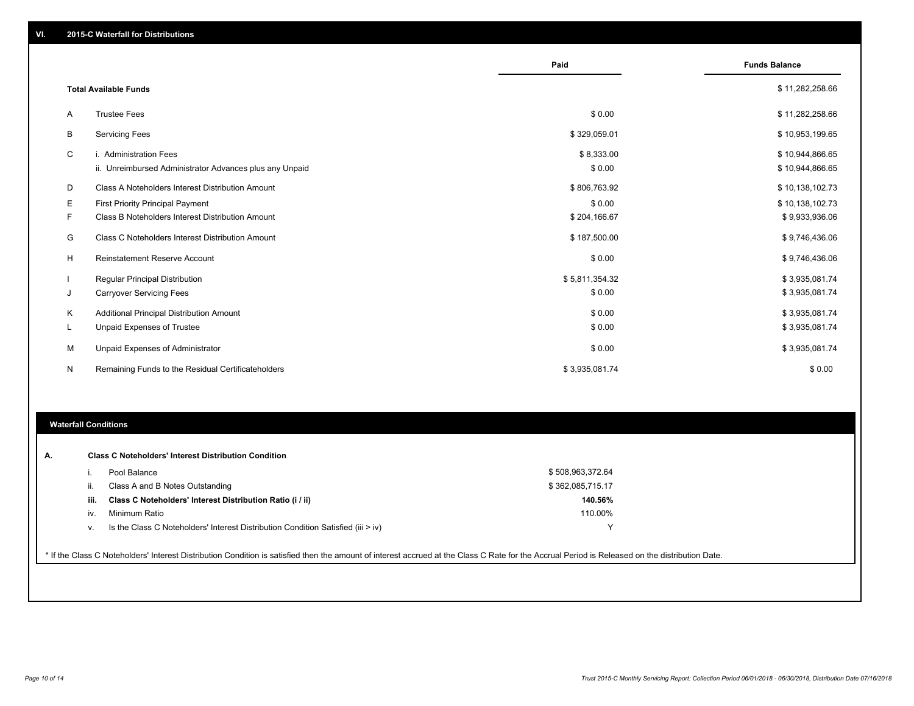## VI. 2015-C Waterfall for Distributions

| | | Paid | Funds Balance |
|---|---|---|---|
| | **Total Available Funds** | | $ 11,282,258.66 |
| A | Trustee Fees | $ 0.00 | $ 11,282,258.66 |
| B | Servicing Fees | $ 329,059.01 | $ 10,953,199.65 |
| C | i. Administration Fees | $ 8,333.00 | $ 10,944,866.65 |
| | ii. Unreimbursed Administrator Advances plus any Unpaid | $ 0.00 | $ 10,944,866.65 |
| D | Class A Noteholders Interest Distribution Amount | $ 806,763.92 | $ 10,138,102.73 |
| E | First Priority Principal Payment | $ 0.00 | $ 10,138,102.73 |
| F | Class B Noteholders Interest Distribution Amount | $ 204,166.67 | $ 9,933,936.06 |
| G | Class C Noteholders Interest Distribution Amount | $ 187,500.00 | $ 9,746,436.06 |
| H | Reinstatement Reserve Account | $ 0.00 | $ 9,746,436.06 |
| I | Regular Principal Distribution | $ 5,811,354.32 | $ 3,935,081.74 |
| J | Carryover Servicing Fees | $ 0.00 | $ 3,935,081.74 |
| K | Additional Principal Distribution Amount | $ 0.00 | $ 3,935,081.74 |
| L | Unpaid Expenses of Trustee | $ 0.00 | $ 3,935,081.74 |
| M | Unpaid Expenses of Administrator | $ 0.00 | $ 3,935,081.74 |
| N | Remaining Funds to the Residual Certificateholders | $ 3,935,081.74 | $ 0.00 |

### Waterfall Conditions

**A. Class C Noteholders' Interest Distribution Condition**

| | | |
|---|---|---|
| i. | Pool Balance | $ 508,963,372.64 |
| ii. | Class A and B Notes Outstanding | $ 362,085,715.17 |
| **iii.** | **Class C Noteholders' Interest Distribution Ratio (i / ii)** | **140.56%** |
| iv. | Minimum Ratio | 110.00% |
| v. | Is the Class C Noteholders' Interest Distribution Condition Satisfied (iii > iv) | Y |

* If the Class C Noteholders' Interest Distribution Condition is satisfied then the amount of interest accrued at the Class C Rate for the Accrual Period is Released on the distribution Date.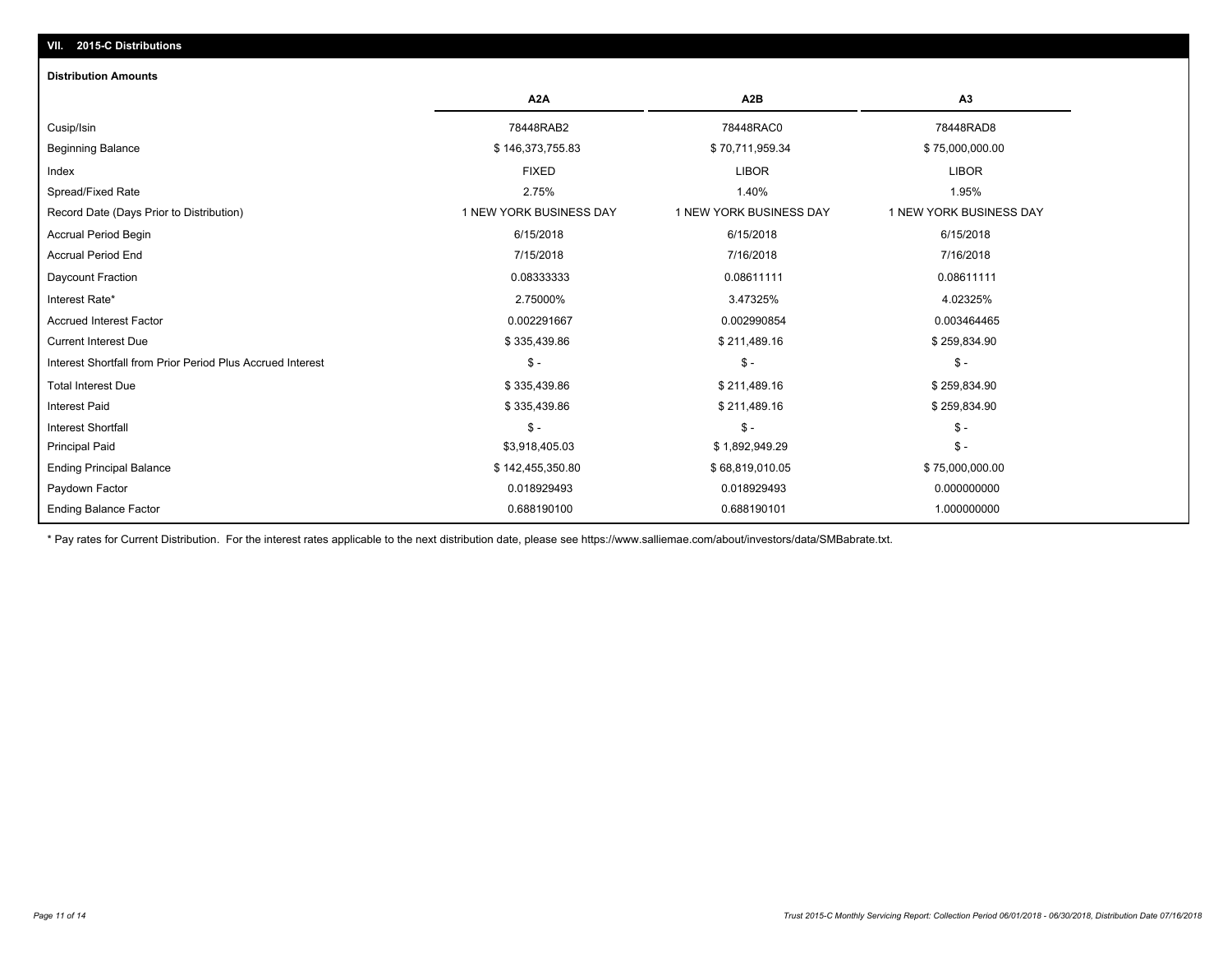## VII. 2015-C Distributions

**Distribution Amounts**

| | A2A | A2B | A3 |
|---|---|---|---|
| Cusip/Isin | 78448RAB2 | 78448RAC0 | 78448RAD8 |
| Beginning Balance | $ 146,373,755.83 | $ 70,711,959.34 | $ 75,000,000.00 |
| Index | FIXED | LIBOR | LIBOR |
| Spread/Fixed Rate | 2.75% | 1.40% | 1.95% |
| Record Date (Days Prior to Distribution) | 1 NEW YORK BUSINESS DAY | 1 NEW YORK BUSINESS DAY | 1 NEW YORK BUSINESS DAY |
| Accrual Period Begin | 6/15/2018 | 6/15/2018 | 6/15/2018 |
| Accrual Period End | 7/15/2018 | 7/16/2018 | 7/16/2018 |
| Daycount Fraction | 0.08333333 | 0.08611111 | 0.08611111 |
| Interest Rate* | 2.75000% | 3.47325% | 4.02325% |
| Accrued Interest Factor | 0.002291667 | 0.002990854 | 0.003464465 |
| Current Interest Due | $ 335,439.86 | $ 211,489.16 | $ 259,834.90 |
| Interest Shortfall from Prior Period Plus Accrued Interest | $ - | $ - | $ - |
| Total Interest Due | $ 335,439.86 | $ 211,489.16 | $ 259,834.90 |
| Interest Paid | $ 335,439.86 | $ 211,489.16 | $ 259,834.90 |
| Interest Shortfall | $ - | $ - | $ - |
| Principal Paid | $3,918,405.03 | $ 1,892,949.29 | $ - |
| Ending Principal Balance | $ 142,455,350.80 | $ 68,819,010.05 | $ 75,000,000.00 |
| Paydown Factor | 0.018929493 | 0.018929493 | 0.000000000 |
| Ending Balance Factor | 0.688190100 | 0.688190101 | 1.000000000 |

\* Pay rates for Current Distribution. For the interest rates applicable to the next distribution date, please see https://www.salliemae.com/about/investors/data/SMBabrate.txt.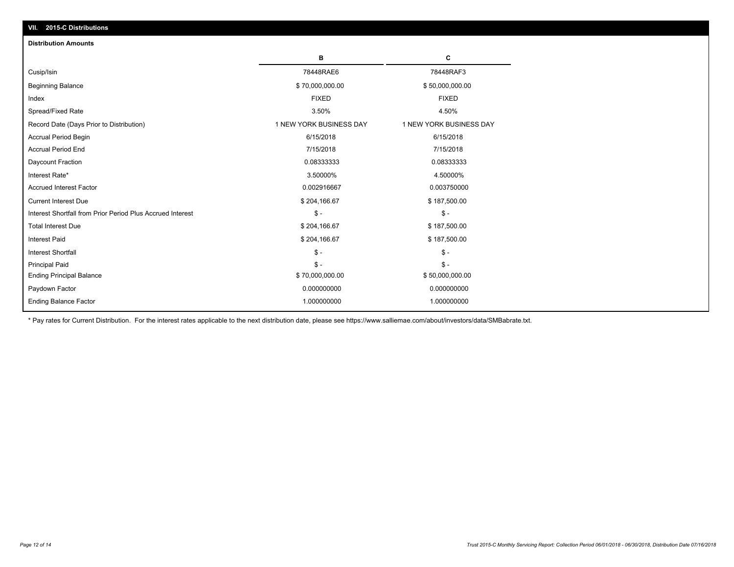## VII. 2015-C Distributions

### Distribution Amounts

| | B | C |
|---|---|---|
| Cusip/Isin | 78448RAE6 | 78448RAF3 |
| Beginning Balance | $ 70,000,000.00 | $ 50,000,000.00 |
| Index | FIXED | FIXED |
| Spread/Fixed Rate | 3.50% | 4.50% |
| Record Date (Days Prior to Distribution) | 1 NEW YORK BUSINESS DAY | 1 NEW YORK BUSINESS DAY |
| Accrual Period Begin | 6/15/2018 | 6/15/2018 |
| Accrual Period End | 7/15/2018 | 7/15/2018 |
| Daycount Fraction | 0.08333333 | 0.08333333 |
| Interest Rate* | 3.50000% | 4.50000% |
| Accrued Interest Factor | 0.002916667 | 0.003750000 |
| Current Interest Due | $ 204,166.67 | $ 187,500.00 |
| Interest Shortfall from Prior Period Plus Accrued Interest | $ - | $ - |
| Total Interest Due | $ 204,166.67 | $ 187,500.00 |
| Interest Paid | $ 204,166.67 | $ 187,500.00 |
| Interest Shortfall | $ - | $ - |
| Principal Paid | $ - | $ - |
| Ending Principal Balance | $ 70,000,000.00 | $ 50,000,000.00 |
| Paydown Factor | 0.000000000 | 0.000000000 |
| Ending Balance Factor | 1.000000000 | 1.000000000 |

* Pay rates for Current Distribution. For the interest rates applicable to the next distribution date, please see https://www.salliemae.com/about/investors/data/SMBabrate.txt.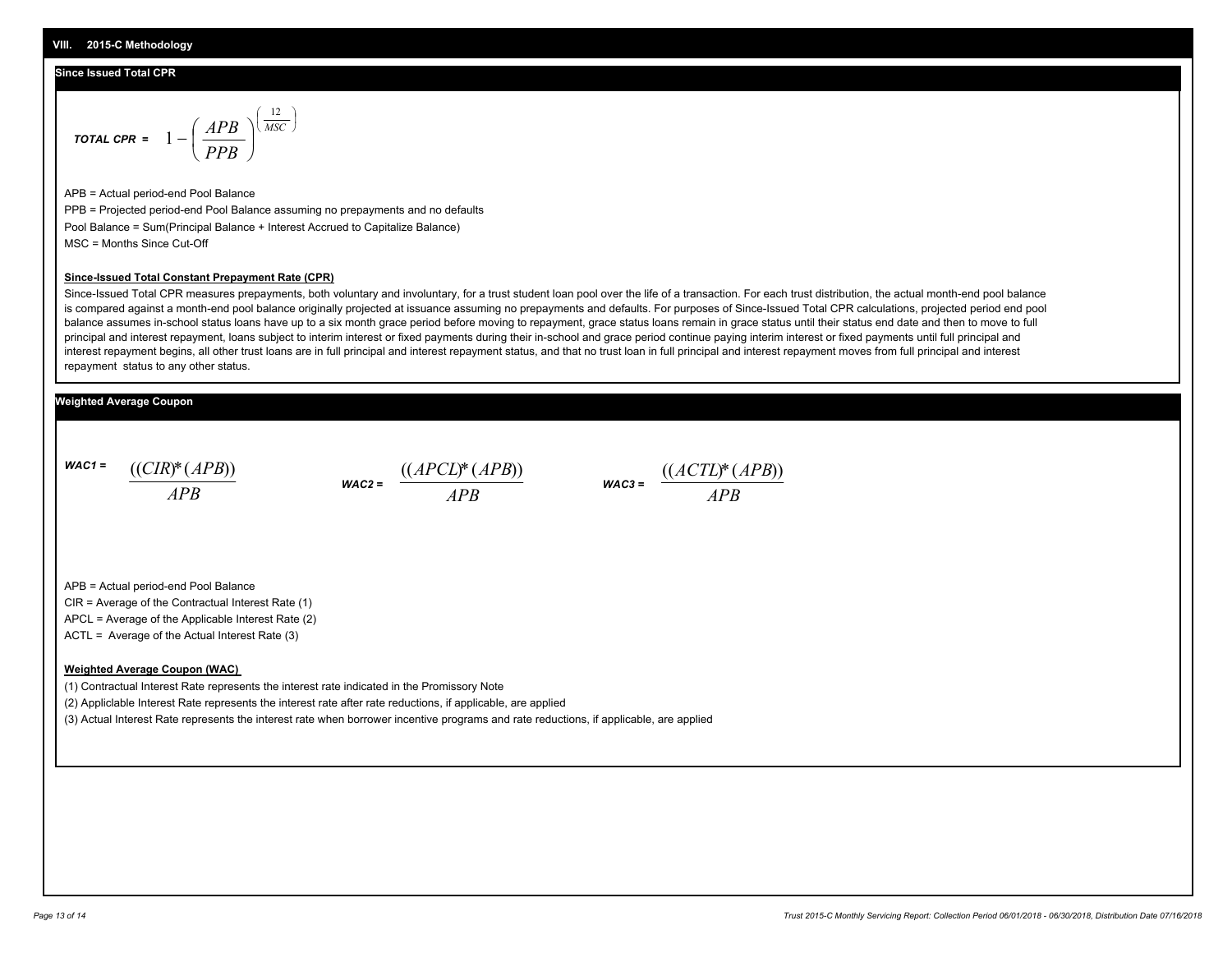## VIII. 2015-C Methodology

### Since Issued Total CPR

$$\textbf{TOTAL CPR} = 1 - \left(\frac{APB}{PPB}\right)^{\left(\frac{12}{MSC}\right)}$$

APB = Actual period-end Pool Balance

PPB = Projected period-end Pool Balance assuming no prepayments and no defaults

Pool Balance = Sum(Principal Balance + Interest Accrued to Capitalize Balance)

MSC = Months Since Cut-Off

**Since-Issued Total Constant Prepayment Rate (CPR)**

Since-Issued Total CPR measures prepayments, both voluntary and involuntary, for a trust student loan pool over the life of a transaction. For each trust distribution, the actual month-end pool balance is compared against a month-end pool balance originally projected at issuance assuming no prepayments and defaults. For purposes of Since-Issued Total CPR calculations, projected period end pool balance assumes in-school status loans have up to a six month grace period before moving to repayment, grace status loans remain in grace status until their status end date and then to move to full principal and interest repayment, loans subject to interim interest or fixed payments during their in-school and grace period continue paying interim interest or fixed payments until full principal and interest repayment begins, all other trust loans are in full principal and interest repayment status, and that no trust loan in full principal and interest repayment moves from full principal and interest repayment status to any other status.

### Weighted Average Coupon

$$\textbf{WAC1} = \frac{((CIR)*(APB))}{APB} \qquad \textbf{WAC2} = \frac{((APCL)*(APB))}{APB} \qquad \textbf{WAC3} = \frac{((ACTL)*(APB))}{APB}$$

APB = Actual period-end Pool Balance

CIR = Average of the Contractual Interest Rate (1)

APCL = Average of the Applicable Interest Rate (2)

ACTL = Average of the Actual Interest Rate (3)

**Weighted Average Coupon (WAC)**

(1) Contractual Interest Rate represents the interest rate indicated in the Promissory Note

(2) Appliclable Interest Rate represents the interest rate after rate reductions, if applicable, are applied

(3) Actual Interest Rate represents the interest rate when borrower incentive programs and rate reductions, if applicable, are applied